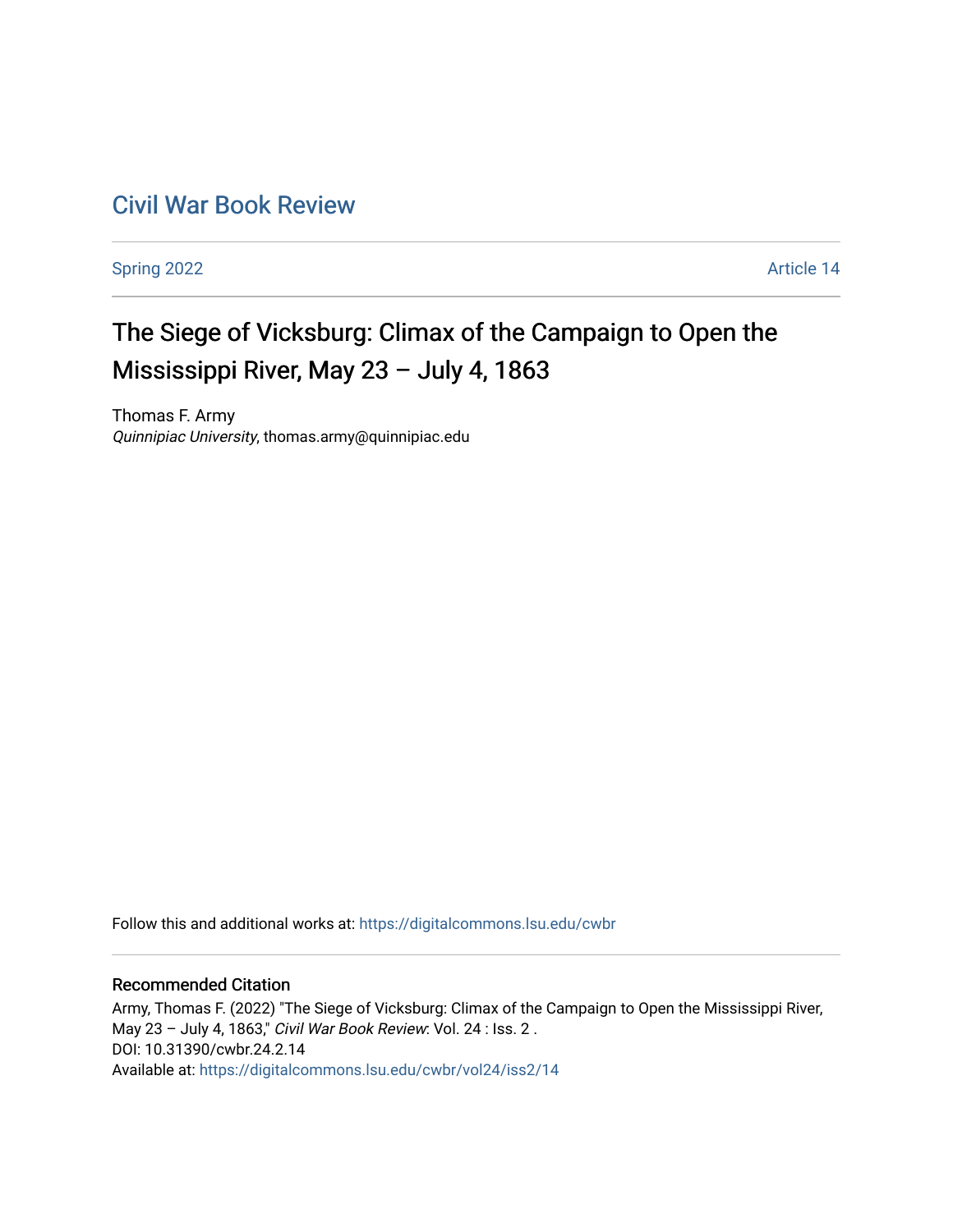Civil War Book Review

Spring 2022 — Article 14

# The Siege of Vicksburg: Climax of the Campaign to Open the Mississippi River, May 23 – July 4, 1863

Thomas F. Army
*Quinnipiac University*, thomas.army@quinnipiac.edu

Follow this and additional works at: https://digitalcommons.lsu.edu/cwbr

## Recommended Citation

Army, Thomas F. (2022) "The Siege of Vicksburg: Climax of the Campaign to Open the Mississippi River, May 23 – July 4, 1863," *Civil War Book Review*: Vol. 24 : Iss. 2 .
DOI: 10.31390/cwbr.24.2.14
Available at: https://digitalcommons.lsu.edu/cwbr/vol24/iss2/14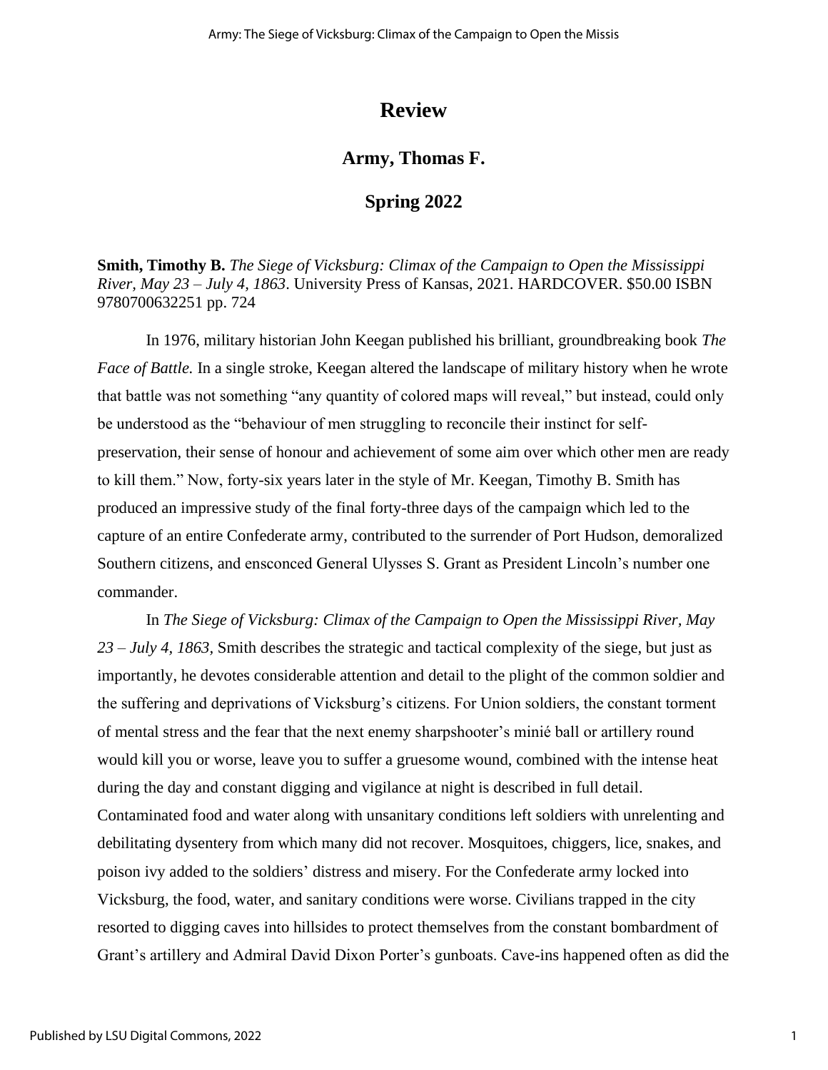# Review

## Army, Thomas F.

## Spring 2022

**Smith, Timothy B.** *The Siege of Vicksburg: Climax of the Campaign to Open the Mississippi River, May 23 – July 4, 1863*. University Press of Kansas, 2021. HARDCOVER. $50.00 ISBN 9780700632251 pp. 724

In 1976, military historian John Keegan published his brilliant, groundbreaking book *The Face of Battle.* In a single stroke, Keegan altered the landscape of military history when he wrote that battle was not something "any quantity of colored maps will reveal," but instead, could only be understood as the "behaviour of men struggling to reconcile their instinct for self-preservation, their sense of honour and achievement of some aim over which other men are ready to kill them." Now, forty-six years later in the style of Mr. Keegan, Timothy B. Smith has produced an impressive study of the final forty-three days of the campaign which led to the capture of an entire Confederate army, contributed to the surrender of Port Hudson, demoralized Southern citizens, and ensconced General Ulysses S. Grant as President Lincoln's number one commander.

In *The Siege of Vicksburg: Climax of the Campaign to Open the Mississippi River, May 23 – July 4, 1863,* Smith describes the strategic and tactical complexity of the siege, but just as importantly, he devotes considerable attention and detail to the plight of the common soldier and the suffering and deprivations of Vicksburg's citizens. For Union soldiers, the constant torment of mental stress and the fear that the next enemy sharpshooter's minié ball or artillery round would kill you or worse, leave you to suffer a gruesome wound, combined with the intense heat during the day and constant digging and vigilance at night is described in full detail. Contaminated food and water along with unsanitary conditions left soldiers with unrelenting and debilitating dysentery from which many did not recover. Mosquitoes, chiggers, lice, snakes, and poison ivy added to the soldiers' distress and misery. For the Confederate army locked into Vicksburg, the food, water, and sanitary conditions were worse. Civilians trapped in the city resorted to digging caves into hillsides to protect themselves from the constant bombardment of Grant's artillery and Admiral David Dixon Porter's gunboats. Cave-ins happened often as did the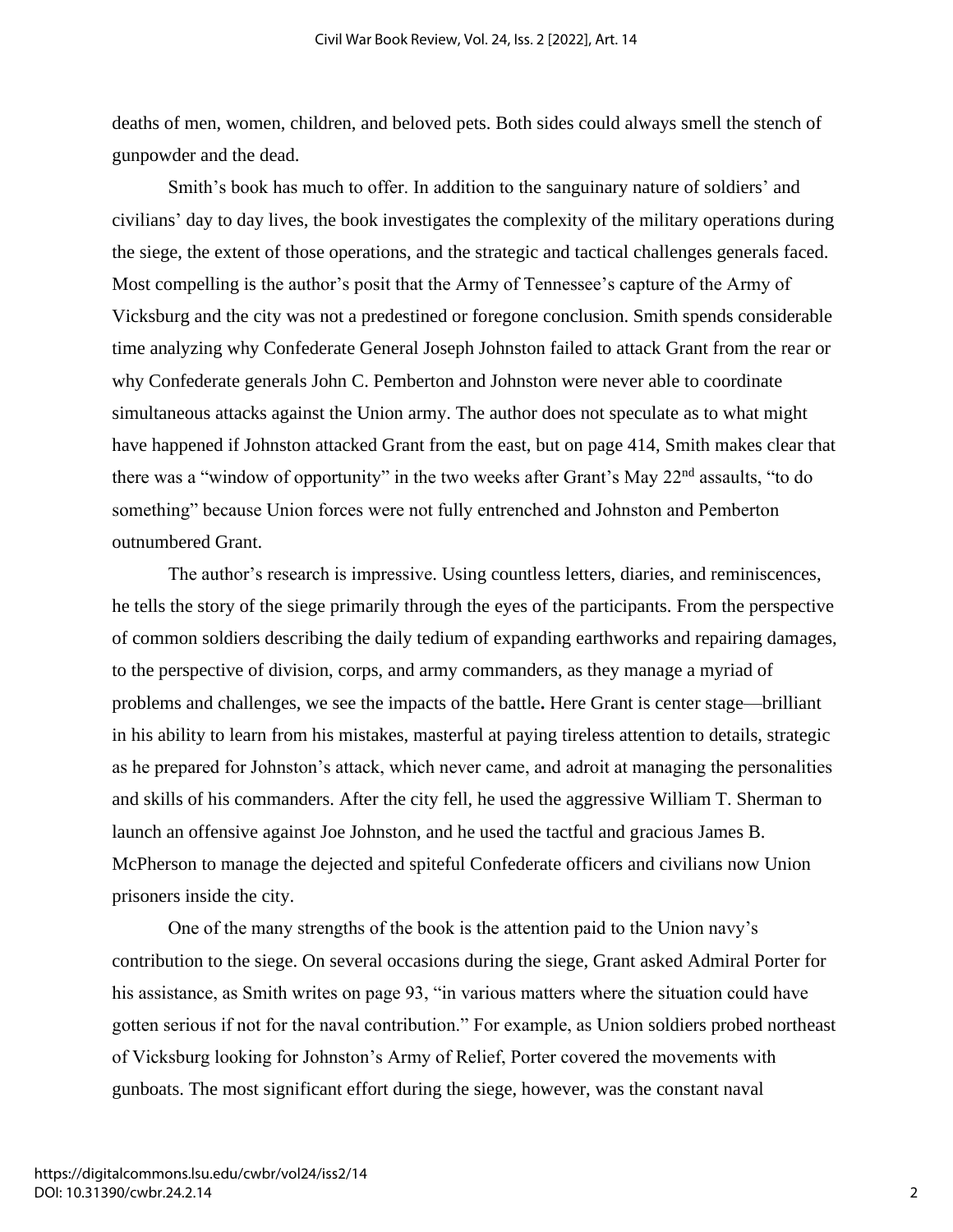deaths of men, women, children, and beloved pets. Both sides could always smell the stench of gunpowder and the dead.

Smith's book has much to offer. In addition to the sanguinary nature of soldiers' and civilians' day to day lives, the book investigates the complexity of the military operations during the siege, the extent of those operations, and the strategic and tactical challenges generals faced. Most compelling is the author's posit that the Army of Tennessee's capture of the Army of Vicksburg and the city was not a predestined or foregone conclusion. Smith spends considerable time analyzing why Confederate General Joseph Johnston failed to attack Grant from the rear or why Confederate generals John C. Pemberton and Johnston were never able to coordinate simultaneous attacks against the Union army. The author does not speculate as to what might have happened if Johnston attacked Grant from the east, but on page 414, Smith makes clear that there was a "window of opportunity" in the two weeks after Grant's May 22nd assaults, "to do something" because Union forces were not fully entrenched and Johnston and Pemberton outnumbered Grant.

The author's research is impressive. Using countless letters, diaries, and reminiscences, he tells the story of the siege primarily through the eyes of the participants. From the perspective of common soldiers describing the daily tedium of expanding earthworks and repairing damages, to the perspective of division, corps, and army commanders, as they manage a myriad of problems and challenges, we see the impacts of the battle**.** Here Grant is center stage—brilliant in his ability to learn from his mistakes, masterful at paying tireless attention to details, strategic as he prepared for Johnston's attack, which never came, and adroit at managing the personalities and skills of his commanders. After the city fell, he used the aggressive William T. Sherman to launch an offensive against Joe Johnston, and he used the tactful and gracious James B. McPherson to manage the dejected and spiteful Confederate officers and civilians now Union prisoners inside the city.

One of the many strengths of the book is the attention paid to the Union navy's contribution to the siege. On several occasions during the siege, Grant asked Admiral Porter for his assistance, as Smith writes on page 93, "in various matters where the situation could have gotten serious if not for the naval contribution." For example, as Union soldiers probed northeast of Vicksburg looking for Johnston's Army of Relief, Porter covered the movements with gunboats. The most significant effort during the siege, however, was the constant naval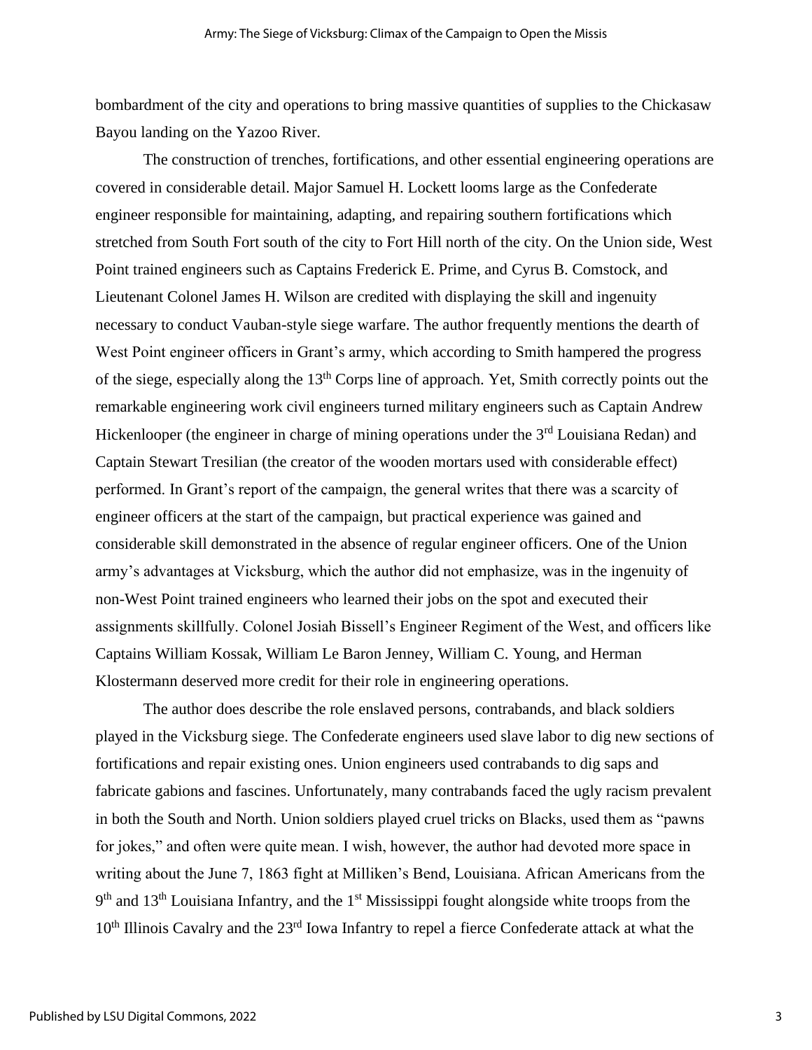bombardment of the city and operations to bring massive quantities of supplies to the Chickasaw Bayou landing on the Yazoo River.

The construction of trenches, fortifications, and other essential engineering operations are covered in considerable detail. Major Samuel H. Lockett looms large as the Confederate engineer responsible for maintaining, adapting, and repairing southern fortifications which stretched from South Fort south of the city to Fort Hill north of the city. On the Union side, West Point trained engineers such as Captains Frederick E. Prime, and Cyrus B. Comstock, and Lieutenant Colonel James H. Wilson are credited with displaying the skill and ingenuity necessary to conduct Vauban-style siege warfare. The author frequently mentions the dearth of West Point engineer officers in Grant's army, which according to Smith hampered the progress of the siege, especially along the 13th Corps line of approach. Yet, Smith correctly points out the remarkable engineering work civil engineers turned military engineers such as Captain Andrew Hickenlooper (the engineer in charge of mining operations under the 3rd Louisiana Redan) and Captain Stewart Tresilian (the creator of the wooden mortars used with considerable effect) performed. In Grant's report of the campaign, the general writes that there was a scarcity of engineer officers at the start of the campaign, but practical experience was gained and considerable skill demonstrated in the absence of regular engineer officers. One of the Union army's advantages at Vicksburg, which the author did not emphasize, was in the ingenuity of non-West Point trained engineers who learned their jobs on the spot and executed their assignments skillfully. Colonel Josiah Bissell's Engineer Regiment of the West, and officers like Captains William Kossak, William Le Baron Jenney, William C. Young, and Herman Klostermann deserved more credit for their role in engineering operations.

The author does describe the role enslaved persons, contrabands, and black soldiers played in the Vicksburg siege. The Confederate engineers used slave labor to dig new sections of fortifications and repair existing ones. Union engineers used contrabands to dig saps and fabricate gabions and fascines. Unfortunately, many contrabands faced the ugly racism prevalent in both the South and North. Union soldiers played cruel tricks on Blacks, used them as "pawns for jokes," and often were quite mean. I wish, however, the author had devoted more space in writing about the June 7, 1863 fight at Milliken's Bend, Louisiana. African Americans from the 9th and 13th Louisiana Infantry, and the 1st Mississippi fought alongside white troops from the 10th Illinois Cavalry and the 23rd Iowa Infantry to repel a fierce Confederate attack at what the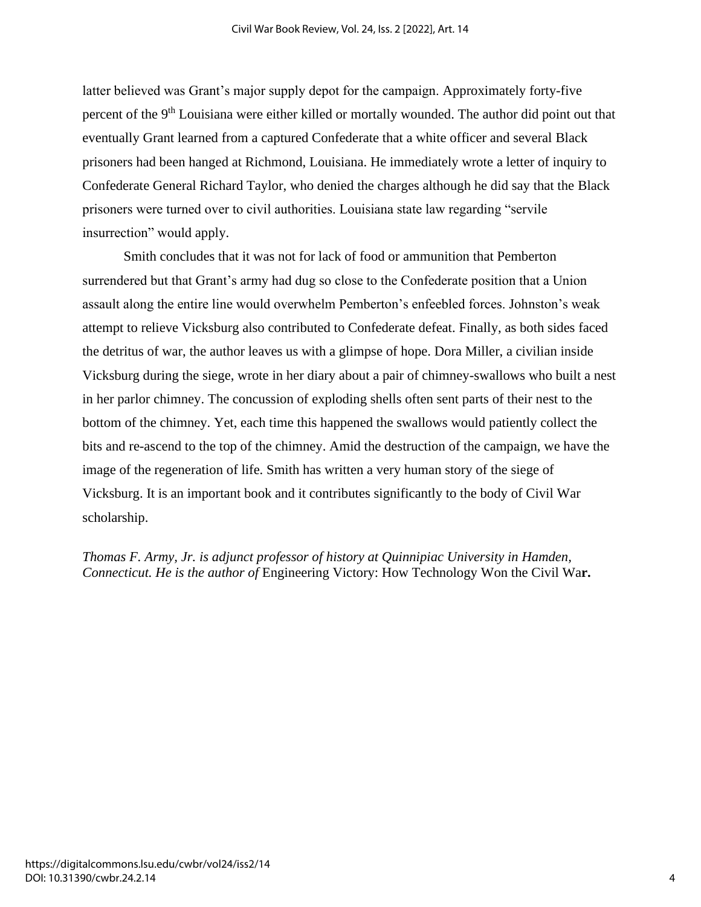latter believed was Grant's major supply depot for the campaign. Approximately forty-five percent of the 9th Louisiana were either killed or mortally wounded. The author did point out that eventually Grant learned from a captured Confederate that a white officer and several Black prisoners had been hanged at Richmond, Louisiana. He immediately wrote a letter of inquiry to Confederate General Richard Taylor, who denied the charges although he did say that the Black prisoners were turned over to civil authorities. Louisiana state law regarding "servile insurrection" would apply.

Smith concludes that it was not for lack of food or ammunition that Pemberton surrendered but that Grant's army had dug so close to the Confederate position that a Union assault along the entire line would overwhelm Pemberton's enfeebled forces. Johnston's weak attempt to relieve Vicksburg also contributed to Confederate defeat. Finally, as both sides faced the detritus of war, the author leaves us with a glimpse of hope. Dora Miller, a civilian inside Vicksburg during the siege, wrote in her diary about a pair of chimney-swallows who built a nest in her parlor chimney. The concussion of exploding shells often sent parts of their nest to the bottom of the chimney. Yet, each time this happened the swallows would patiently collect the bits and re-ascend to the top of the chimney. Amid the destruction of the campaign, we have the image of the regeneration of life. Smith has written a very human story of the siege of Vicksburg. It is an important book and it contributes significantly to the body of Civil War scholarship.

*Thomas F. Army, Jr. is adjunct professor of history at Quinnipiac University in Hamden, Connecticut. He is the author of* Engineering Victory: How Technology Won the Civil War.